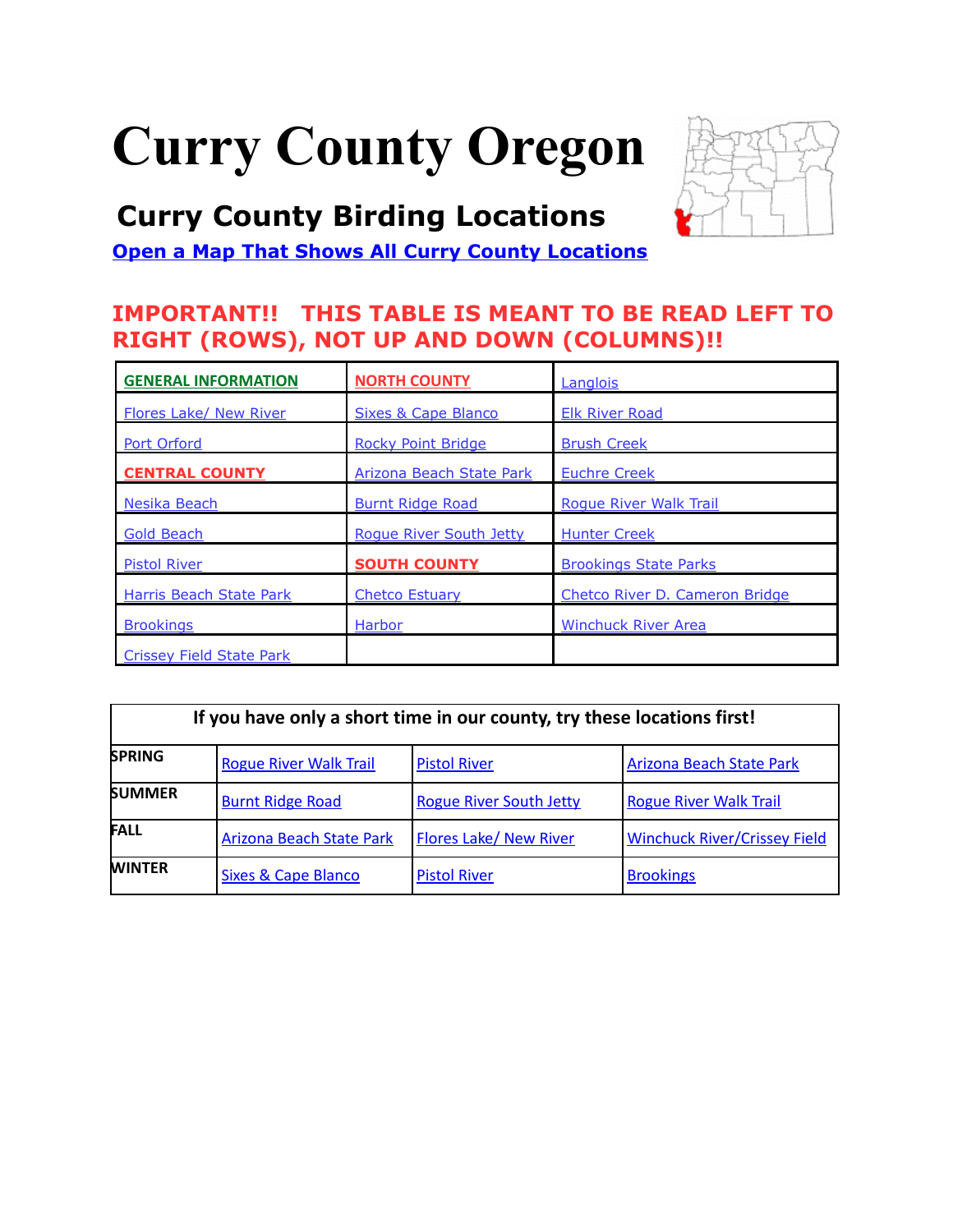# Curry County Oregon

## Curry County Birding Locations

**Open a Map That Shows All Curry County Locations**

**IMPORTANT!! THIS TABLE IS MEANT TO BE READ LEFT TO RIGHT (ROWS), NOT UP AND DOWN (COLUMNS)!!**

| | | |
|---|---|---|
| **GENERAL INFORMATION** | **NORTH COUNTY** | Langlois |
| Flores Lake/ New River | Sixes & Cape Blanco | Elk River Road |
| Port Orford | Rocky Point Bridge | Brush Creek |
| **CENTRAL COUNTY** | Arizona Beach State Park | Euchre Creek |
| Nesika Beach | Burnt Ridge Road | Rogue River Walk Trail |
| Gold Beach | Rogue River South Jetty | Hunter Creek |
| Pistol River | **SOUTH COUNTY** | Brookings State Parks |
| Harris Beach State Park | Chetco Estuary | Chetco River D. Cameron Bridge |
| Brookings | Harbor | Winchuck River Area |
| Crissey Field State Park | | |

| If you have only a short time in our county, try these locations first! | | | |
|---|---|---|---|
| **SPRING** | Rogue River Walk Trail | Pistol River | Arizona Beach State Park |
| **SUMMER** | Burnt Ridge Road | Rogue River South Jetty | Rogue River Walk Trail |
| **FALL** | Arizona Beach State Park | Flores Lake/ New River | Winchuck River/Crissey Field |
| **WINTER** | Sixes & Cape Blanco | Pistol River | Brookings |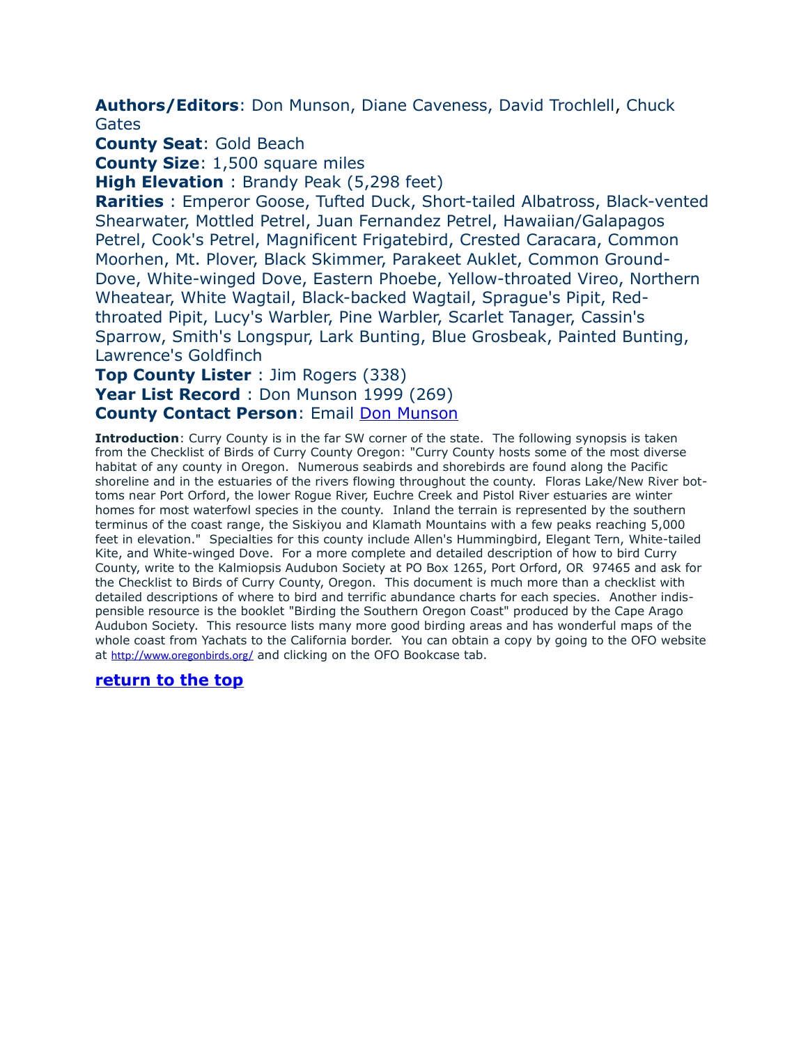**Authors/Editors**: Don Munson, Diane Caveness, David Trochlell, Chuck Gates

**County Seat**: Gold Beach

**County Size**: 1,500 square miles

**High Elevation** : Brandy Peak (5,298 feet)

**Rarities** : Emperor Goose, Tufted Duck, Short-tailed Albatross, Black-vented Shearwater, Mottled Petrel, Juan Fernandez Petrel, Hawaiian/Galapagos Petrel, Cook's Petrel, Magnificent Frigatebird, Crested Caracara, Common Moorhen, Mt. Plover, Black Skimmer, Parakeet Auklet, Common Ground-Dove, White-winged Dove, Eastern Phoebe, Yellow-throated Vireo, Northern Wheatear, White Wagtail, Black-backed Wagtail, Sprague's Pipit, Red-throated Pipit, Lucy's Warbler, Pine Warbler, Scarlet Tanager, Cassin's Sparrow, Smith's Longspur, Lark Bunting, Blue Grosbeak, Painted Bunting, Lawrence's Goldfinch

**Top County Lister** : Jim Rogers (338)

**Year List Record** : Don Munson 1999 (269)

**County Contact Person**: Email [Don Munson]()

**Introduction**: Curry County is in the far SW corner of the state. The following synopsis is taken from the Checklist of Birds of Curry County Oregon: "Curry County hosts some of the most diverse habitat of any county in Oregon. Numerous seabirds and shorebirds are found along the Pacific shoreline and in the estuaries of the rivers flowing throughout the county. Floras Lake/New River bottoms near Port Orford, the lower Rogue River, Euchre Creek and Pistol River estuaries are winter homes for most waterfowl species in the county. Inland the terrain is represented by the southern terminus of the coast range, the Siskiyou and Klamath Mountains with a few peaks reaching 5,000 feet in elevation." Specialties for this county include Allen's Hummingbird, Elegant Tern, White-tailed Kite, and White-winged Dove. For a more complete and detailed description of how to bird Curry County, write to the Kalmiopsis Audubon Society at PO Box 1265, Port Orford, OR 97465 and ask for the Checklist to Birds of Curry County, Oregon. This document is much more than a checklist with detailed descriptions of where to bird and terrific abundance charts for each species. Another indispensible resource is the booklet "Birding the Southern Oregon Coast" produced by the Cape Arago Audubon Society. This resource lists many more good birding areas and has wonderful maps of the whole coast from Yachats to the California border. You can obtain a copy by going to the OFO website at http://www.oregonbirds.org/ and clicking on the OFO Bookcase tab.

[return to the top]()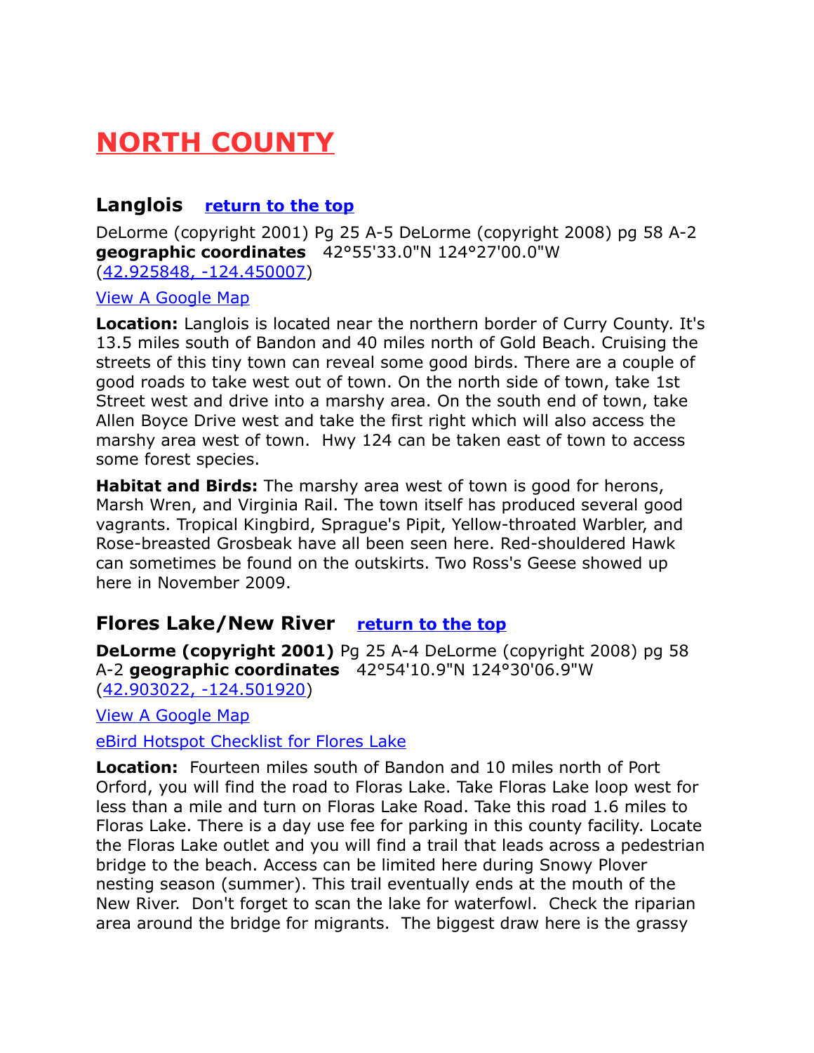# NORTH COUNTY

## Langlois   return to the top

DeLorme (copyright 2001) Pg 25 A-5 DeLorme (copyright 2008) pg 58 A-2 **geographic coordinates**   42°55'33.0"N 124°27'00.0"W (42.925848, -124.450007)

View A Google Map

**Location:** Langlois is located near the northern border of Curry County. It's 13.5 miles south of Bandon and 40 miles north of Gold Beach. Cruising the streets of this tiny town can reveal some good birds. There are a couple of good roads to take west out of town. On the north side of town, take 1st Street west and drive into a marshy area. On the south end of town, take Allen Boyce Drive west and take the first right which will also access the marshy area west of town.  Hwy 124 can be taken east of town to access some forest species.

**Habitat and Birds:** The marshy area west of town is good for herons, Marsh Wren, and Virginia Rail. The town itself has produced several good vagrants. Tropical Kingbird, Sprague's Pipit, Yellow-throated Warbler, and Rose-breasted Grosbeak have all been seen here. Red-shouldered Hawk can sometimes be found on the outskirts. Two Ross's Geese showed up here in November 2009.

## Flores Lake/New River   return to the top

**DeLorme (copyright 2001)** Pg 25 A-4 DeLorme (copyright 2008) pg 58 A-2 **geographic coordinates**   42°54'10.9"N 124°30'06.9"W (42.903022, -124.501920)

View A Google Map

eBird Hotspot Checklist for Flores Lake

**Location:**  Fourteen miles south of Bandon and 10 miles north of Port Orford, you will find the road to Floras Lake. Take Floras Lake loop west for less than a mile and turn on Floras Lake Road. Take this road 1.6 miles to Floras Lake. There is a day use fee for parking in this county facility. Locate the Floras Lake outlet and you will find a trail that leads across a pedestrian bridge to the beach. Access can be limited here during Snowy Plover nesting season (summer). This trail eventually ends at the mouth of the New River.  Don't forget to scan the lake for waterfowl.  Check the riparian area around the bridge for migrants.  The biggest draw here is the grassy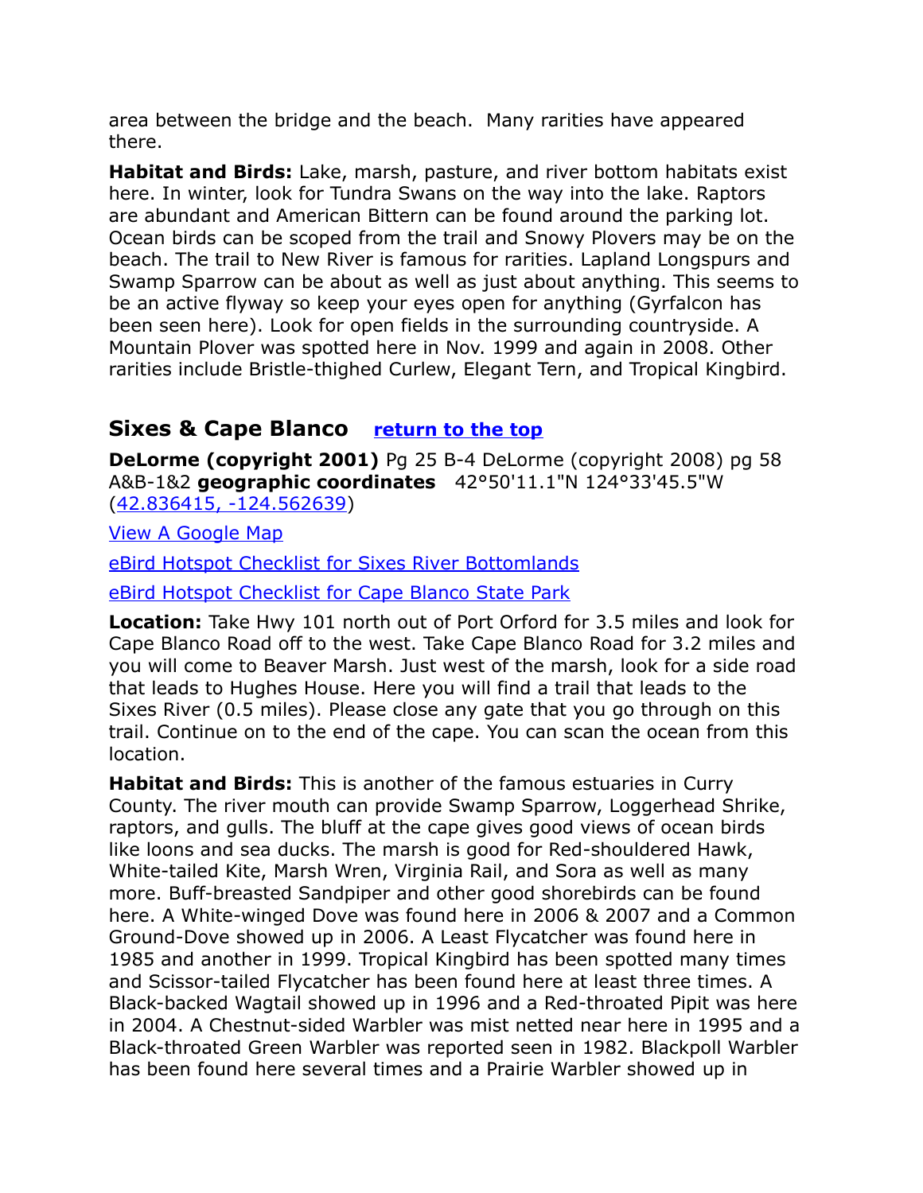area between the bridge and the beach. Many rarities have appeared there.

**Habitat and Birds:** Lake, marsh, pasture, and river bottom habitats exist here. In winter, look for Tundra Swans on the way into the lake. Raptors are abundant and American Bittern can be found around the parking lot. Ocean birds can be scoped from the trail and Snowy Plovers may be on the beach. The trail to New River is famous for rarities. Lapland Longspurs and Swamp Sparrow can be about as well as just about anything. This seems to be an active flyway so keep your eyes open for anything (Gyrfalcon has been seen here). Look for open fields in the surrounding countryside. A Mountain Plover was spotted here in Nov. 1999 and again in 2008. Other rarities include Bristle-thighed Curlew, Elegant Tern, and Tropical Kingbird.

## Sixes & Cape Blanco [return to the top]

**DeLorme (copyright 2001)** Pg 25 B-4 DeLorme (copyright 2008) pg 58 A&B-1&2 **geographic coordinates** 42°50'11.1"N 124°33'45.5"W (42.836415, -124.562639)

View A Google Map

eBird Hotspot Checklist for Sixes River Bottomlands

eBird Hotspot Checklist for Cape Blanco State Park

**Location:** Take Hwy 101 north out of Port Orford for 3.5 miles and look for Cape Blanco Road off to the west. Take Cape Blanco Road for 3.2 miles and you will come to Beaver Marsh. Just west of the marsh, look for a side road that leads to Hughes House. Here you will find a trail that leads to the Sixes River (0.5 miles). Please close any gate that you go through on this trail. Continue on to the end of the cape. You can scan the ocean from this location.

**Habitat and Birds:** This is another of the famous estuaries in Curry County. The river mouth can provide Swamp Sparrow, Loggerhead Shrike, raptors, and gulls. The bluff at the cape gives good views of ocean birds like loons and sea ducks. The marsh is good for Red-shouldered Hawk, White-tailed Kite, Marsh Wren, Virginia Rail, and Sora as well as many more. Buff-breasted Sandpiper and other good shorebirds can be found here. A White-winged Dove was found here in 2006 & 2007 and a Common Ground-Dove showed up in 2006. A Least Flycatcher was found here in 1985 and another in 1999. Tropical Kingbird has been spotted many times and Scissor-tailed Flycatcher has been found here at least three times. A Black-backed Wagtail showed up in 1996 and a Red-throated Pipit was here in 2004. A Chestnut-sided Warbler was mist netted near here in 1995 and a Black-throated Green Warbler was reported seen in 1982. Blackpoll Warbler has been found here several times and a Prairie Warbler showed up in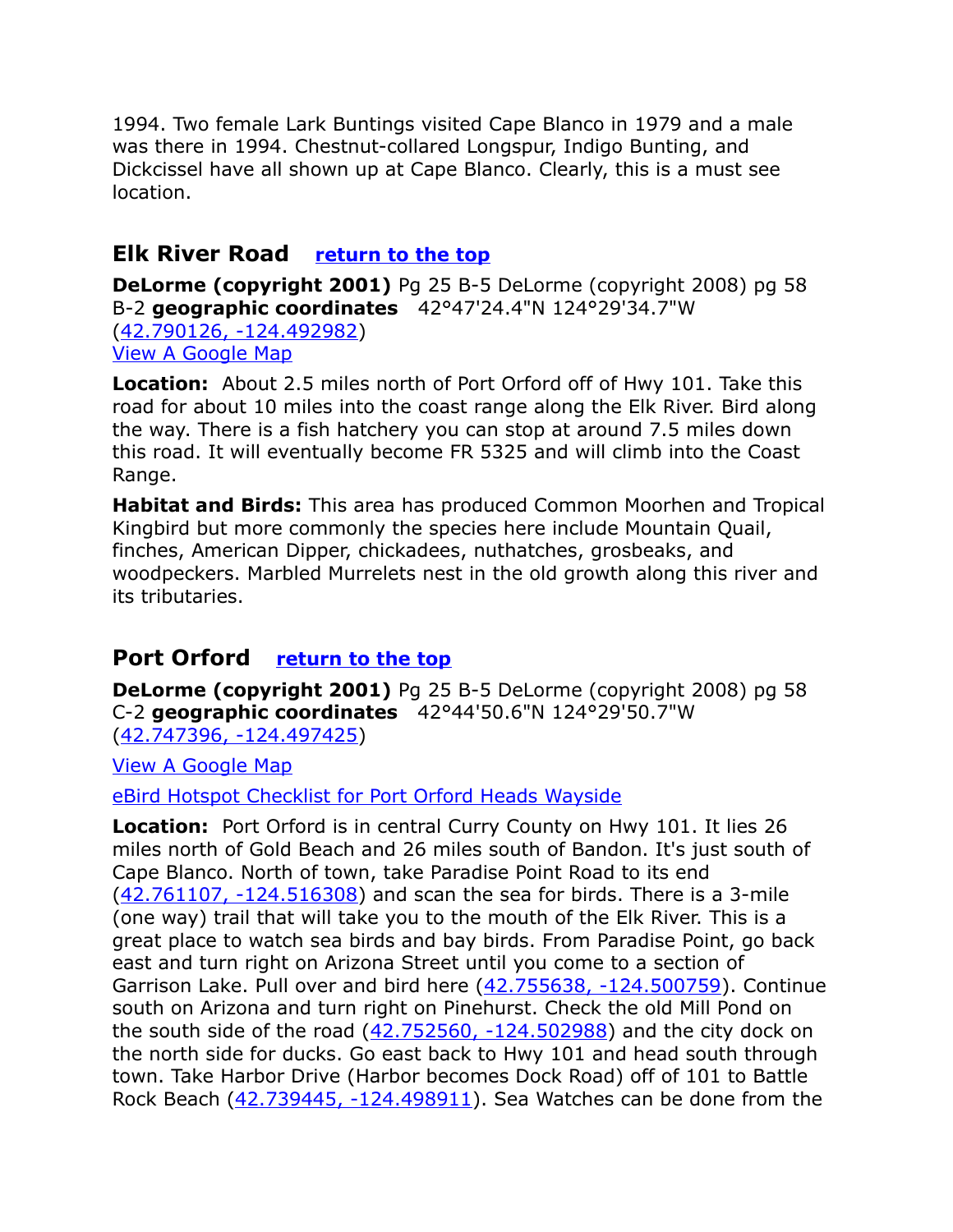1994. Two female Lark Buntings visited Cape Blanco in 1979 and a male was there in 1994. Chestnut-collared Longspur, Indigo Bunting, and Dickcissel have all shown up at Cape Blanco. Clearly, this is a must see location.

## Elk River Road [return to the top]

**DeLorme (copyright 2001)** Pg 25 B-5 DeLorme (copyright 2008) pg 58 B-2 **geographic coordinates** 42°47'24.4"N 124°29'34.7"W (42.790126, -124.492982)
View A Google Map

**Location:** About 2.5 miles north of Port Orford off of Hwy 101. Take this road for about 10 miles into the coast range along the Elk River. Bird along the way. There is a fish hatchery you can stop at around 7.5 miles down this road. It will eventually become FR 5325 and will climb into the Coast Range.

**Habitat and Birds:** This area has produced Common Moorhen and Tropical Kingbird but more commonly the species here include Mountain Quail, finches, American Dipper, chickadees, nuthatches, grosbeaks, and woodpeckers. Marbled Murrelets nest in the old growth along this river and its tributaries.

## Port Orford [return to the top]

**DeLorme (copyright 2001)** Pg 25 B-5 DeLorme (copyright 2008) pg 58 C-2 **geographic coordinates** 42°44'50.6"N 124°29'50.7"W (42.747396, -124.497425)

View A Google Map

eBird Hotspot Checklist for Port Orford Heads Wayside

**Location:** Port Orford is in central Curry County on Hwy 101. It lies 26 miles north of Gold Beach and 26 miles south of Bandon. It's just south of Cape Blanco. North of town, take Paradise Point Road to its end (42.761107, -124.516308) and scan the sea for birds. There is a 3-mile (one way) trail that will take you to the mouth of the Elk River. This is a great place to watch sea birds and bay birds. From Paradise Point, go back east and turn right on Arizona Street until you come to a section of Garrison Lake. Pull over and bird here (42.755638, -124.500759). Continue south on Arizona and turn right on Pinehurst. Check the old Mill Pond on the south side of the road (42.752560, -124.502988) and the city dock on the north side for ducks. Go east back to Hwy 101 and head south through town. Take Harbor Drive (Harbor becomes Dock Road) off of 101 to Battle Rock Beach (42.739445, -124.498911). Sea Watches can be done from the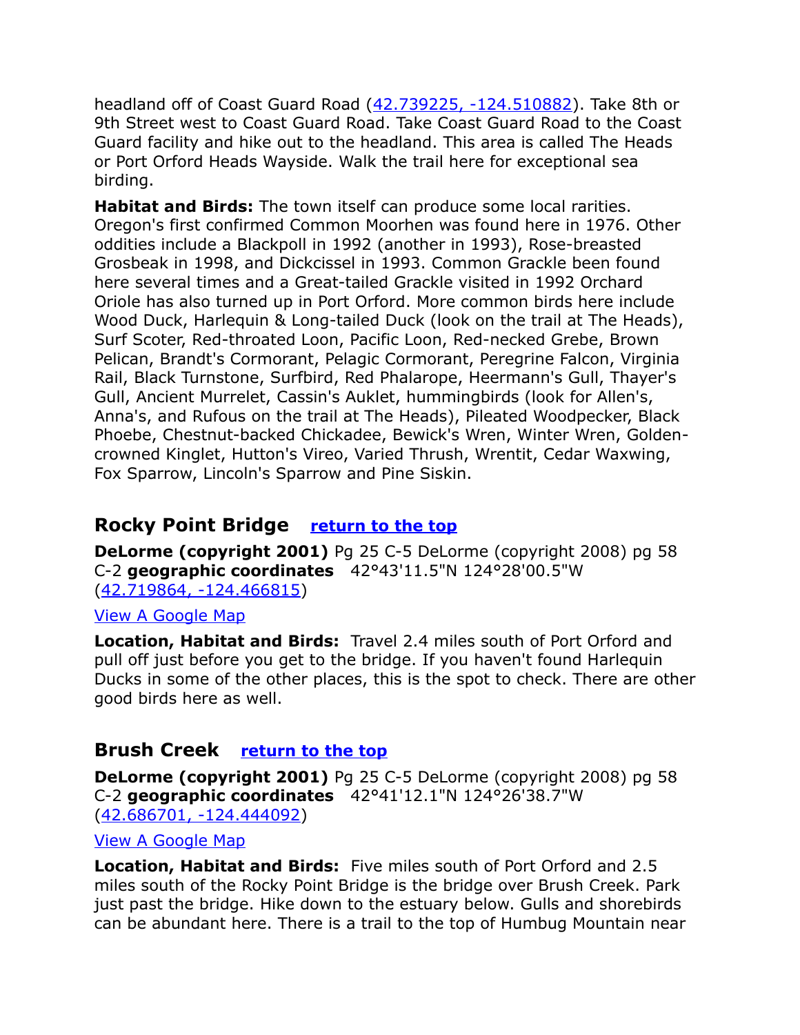headland off of Coast Guard Road (42.739225, -124.510882). Take 8th or 9th Street west to Coast Guard Road. Take Coast Guard Road to the Coast Guard facility and hike out to the headland. This area is called The Heads or Port Orford Heads Wayside. Walk the trail here for exceptional sea birding.

**Habitat and Birds:** The town itself can produce some local rarities. Oregon's first confirmed Common Moorhen was found here in 1976. Other oddities include a Blackpoll in 1992 (another in 1993), Rose-breasted Grosbeak in 1998, and Dickcissel in 1993. Common Grackle been found here several times and a Great-tailed Grackle visited in 1992 Orchard Oriole has also turned up in Port Orford. More common birds here include Wood Duck, Harlequin & Long-tailed Duck (look on the trail at The Heads), Surf Scoter, Red-throated Loon, Pacific Loon, Red-necked Grebe, Brown Pelican, Brandt's Cormorant, Pelagic Cormorant, Peregrine Falcon, Virginia Rail, Black Turnstone, Surfbird, Red Phalarope, Heermann's Gull, Thayer's Gull, Ancient Murrelet, Cassin's Auklet, hummingbirds (look for Allen's, Anna's, and Rufous on the trail at The Heads), Pileated Woodpecker, Black Phoebe, Chestnut-backed Chickadee, Bewick's Wren, Winter Wren, Golden-crowned Kinglet, Hutton's Vireo, Varied Thrush, Wrentit, Cedar Waxwing, Fox Sparrow, Lincoln's Sparrow and Pine Siskin.

## Rocky Point Bridge return to the top

**DeLorme (copyright 2001)** Pg 25 C-5 DeLorme (copyright 2008) pg 58 C-2 **geographic coordinates** 42°43'11.5"N 124°28'00.5"W (42.719864, -124.466815)

View A Google Map

**Location, Habitat and Birds:** Travel 2.4 miles south of Port Orford and pull off just before you get to the bridge. If you haven't found Harlequin Ducks in some of the other places, this is the spot to check. There are other good birds here as well.

## Brush Creek return to the top

**DeLorme (copyright 2001)** Pg 25 C-5 DeLorme (copyright 2008) pg 58 C-2 **geographic coordinates** 42°41'12.1"N 124°26'38.7"W (42.686701, -124.444092)

View A Google Map

**Location, Habitat and Birds:** Five miles south of Port Orford and 2.5 miles south of the Rocky Point Bridge is the bridge over Brush Creek. Park just past the bridge. Hike down to the estuary below. Gulls and shorebirds can be abundant here. There is a trail to the top of Humbug Mountain near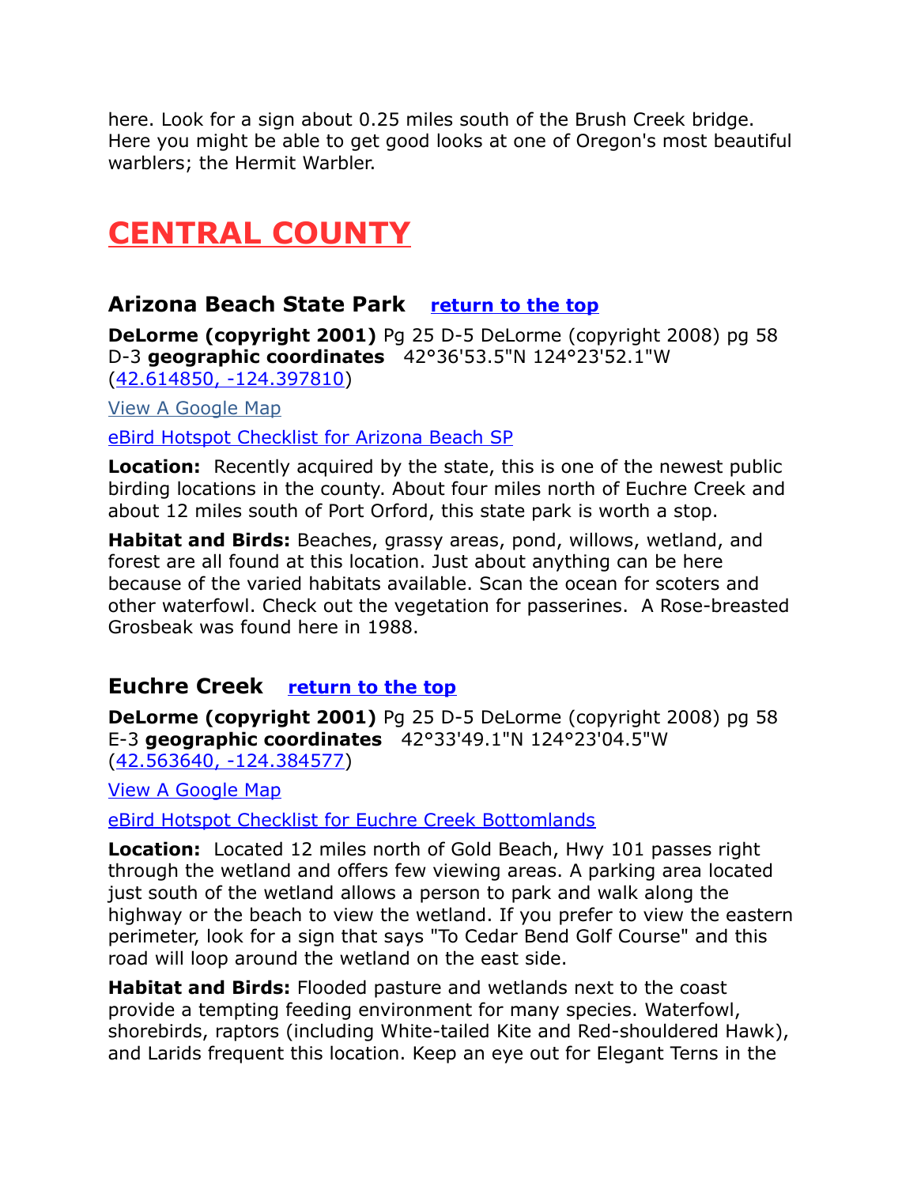here. Look for a sign about 0.25 miles south of the Brush Creek bridge. Here you might be able to get good looks at one of Oregon's most beautiful warblers; the Hermit Warbler.

# CENTRAL COUNTY

## Arizona Beach State Park   return to the top

**DeLorme (copyright 2001)** Pg 25 D-5 DeLorme (copyright 2008) pg 58 D-3 **geographic coordinates**   42°36'53.5"N 124°23'52.1"W (42.614850, -124.397810)

View A Google Map

eBird Hotspot Checklist for Arizona Beach SP

**Location:** Recently acquired by the state, this is one of the newest public birding locations in the county. About four miles north of Euchre Creek and about 12 miles south of Port Orford, this state park is worth a stop.

**Habitat and Birds:** Beaches, grassy areas, pond, willows, wetland, and forest are all found at this location. Just about anything can be here because of the varied habitats available. Scan the ocean for scoters and other waterfowl. Check out the vegetation for passerines.  A Rose-breasted Grosbeak was found here in 1988.

## Euchre Creek   return to the top

**DeLorme (copyright 2001)** Pg 25 D-5 DeLorme (copyright 2008) pg 58 E-3 **geographic coordinates**   42°33'49.1"N 124°23'04.5"W (42.563640, -124.384577)

View A Google Map

eBird Hotspot Checklist for Euchre Creek Bottomlands

**Location:** Located 12 miles north of Gold Beach, Hwy 101 passes right through the wetland and offers few viewing areas. A parking area located just south of the wetland allows a person to park and walk along the highway or the beach to view the wetland. If you prefer to view the eastern perimeter, look for a sign that says "To Cedar Bend Golf Course" and this road will loop around the wetland on the east side.

**Habitat and Birds:** Flooded pasture and wetlands next to the coast provide a tempting feeding environment for many species. Waterfowl, shorebirds, raptors (including White-tailed Kite and Red-shouldered Hawk), and Larids frequent this location. Keep an eye out for Elegant Terns in the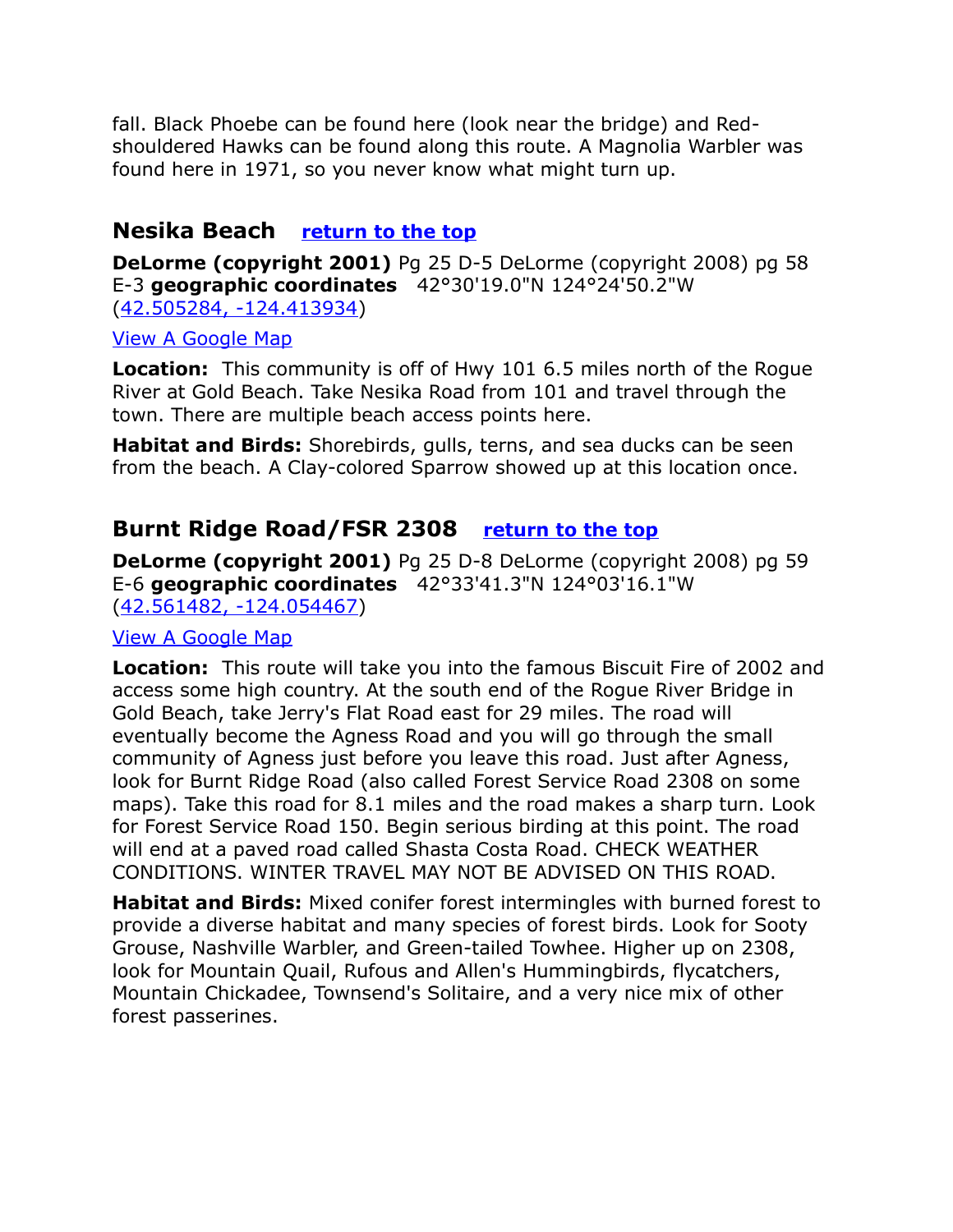fall. Black Phoebe can be found here (look near the bridge) and Red-shouldered Hawks can be found along this route. A Magnolia Warbler was found here in 1971, so you never know what might turn up.

## Nesika Beach [return to the top]

**DeLorme (copyright 2001)** Pg 25 D-5 DeLorme (copyright 2008) pg 58 E-3 **geographic coordinates** 42°30'19.0"N 124°24'50.2"W (42.505284, -124.413934)

View A Google Map

**Location:** This community is off of Hwy 101 6.5 miles north of the Rogue River at Gold Beach. Take Nesika Road from 101 and travel through the town. There are multiple beach access points here.

**Habitat and Birds:** Shorebirds, gulls, terns, and sea ducks can be seen from the beach. A Clay-colored Sparrow showed up at this location once.

## Burnt Ridge Road/FSR 2308 [return to the top]

**DeLorme (copyright 2001)** Pg 25 D-8 DeLorme (copyright 2008) pg 59 E-6 **geographic coordinates** 42°33'41.3"N 124°03'16.1"W (42.561482, -124.054467)

View A Google Map

**Location:** This route will take you into the famous Biscuit Fire of 2002 and access some high country. At the south end of the Rogue River Bridge in Gold Beach, take Jerry's Flat Road east for 29 miles. The road will eventually become the Agness Road and you will go through the small community of Agness just before you leave this road. Just after Agness, look for Burnt Ridge Road (also called Forest Service Road 2308 on some maps). Take this road for 8.1 miles and the road makes a sharp turn. Look for Forest Service Road 150. Begin serious birding at this point. The road will end at a paved road called Shasta Costa Road. CHECK WEATHER CONDITIONS. WINTER TRAVEL MAY NOT BE ADVISED ON THIS ROAD.

**Habitat and Birds:** Mixed conifer forest intermingles with burned forest to provide a diverse habitat and many species of forest birds. Look for Sooty Grouse, Nashville Warbler, and Green-tailed Towhee. Higher up on 2308, look for Mountain Quail, Rufous and Allen's Hummingbirds, flycatchers, Mountain Chickadee, Townsend's Solitaire, and a very nice mix of other forest passerines.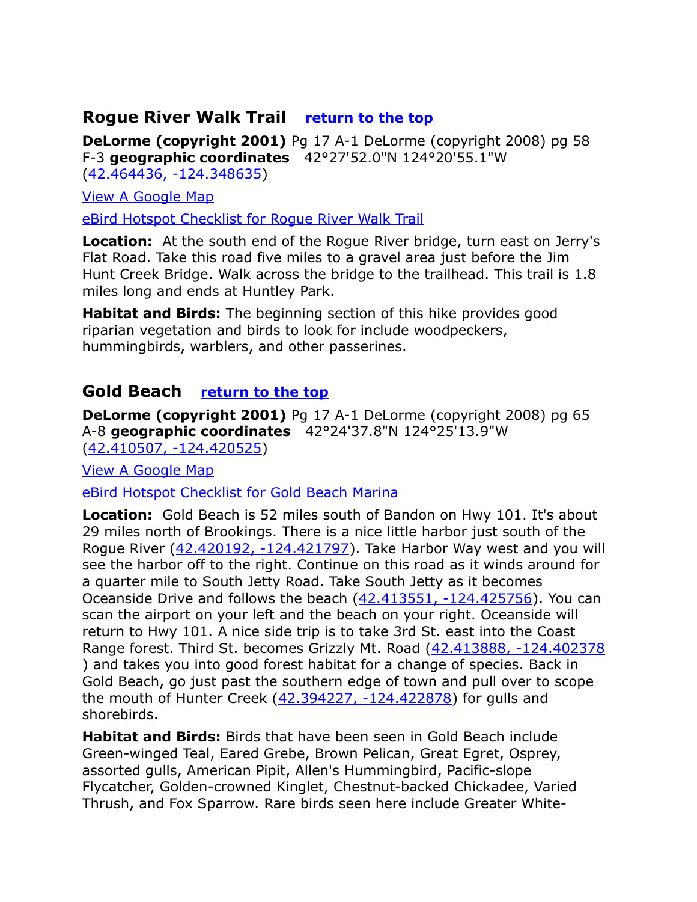## Rogue River Walk Trail [return to the top]

**DeLorme (copyright 2001)** Pg 17 A-1 DeLorme (copyright 2008) pg 58 F-3 **geographic coordinates** 42°27'52.0"N 124°20'55.1"W (42.464436, -124.348635)

View A Google Map

eBird Hotspot Checklist for Rogue River Walk Trail

**Location:** At the south end of the Rogue River bridge, turn east on Jerry's Flat Road. Take this road five miles to a gravel area just before the Jim Hunt Creek Bridge. Walk across the bridge to the trailhead. This trail is 1.8 miles long and ends at Huntley Park.

**Habitat and Birds:** The beginning section of this hike provides good riparian vegetation and birds to look for include woodpeckers, hummingbirds, warblers, and other passerines.

## Gold Beach [return to the top]

**DeLorme (copyright 2001)** Pg 17 A-1 DeLorme (copyright 2008) pg 65 A-8 **geographic coordinates** 42°24'37.8"N 124°25'13.9"W (42.410507, -124.420525)

View A Google Map

eBird Hotspot Checklist for Gold Beach Marina

**Location:** Gold Beach is 52 miles south of Bandon on Hwy 101. It's about 29 miles north of Brookings. There is a nice little harbor just south of the Rogue River (42.420192, -124.421797). Take Harbor Way west and you will see the harbor off to the right. Continue on this road as it winds around for a quarter mile to South Jetty Road. Take South Jetty as it becomes Oceanside Drive and follows the beach (42.413551, -124.425756). You can scan the airport on your left and the beach on your right. Oceanside will return to Hwy 101. A nice side trip is to take 3rd St. east into the Coast Range forest. Third St. becomes Grizzly Mt. Road (42.413888, -124.402378) and takes you into good forest habitat for a change of species. Back in Gold Beach, go just past the southern edge of town and pull over to scope the mouth of Hunter Creek (42.394227, -124.422878) for gulls and shorebirds.

**Habitat and Birds:** Birds that have been seen in Gold Beach include Green-winged Teal, Eared Grebe, Brown Pelican, Great Egret, Osprey, assorted gulls, American Pipit, Allen's Hummingbird, Pacific-slope Flycatcher, Golden-crowned Kinglet, Chestnut-backed Chickadee, Varied Thrush, and Fox Sparrow. Rare birds seen here include Greater White-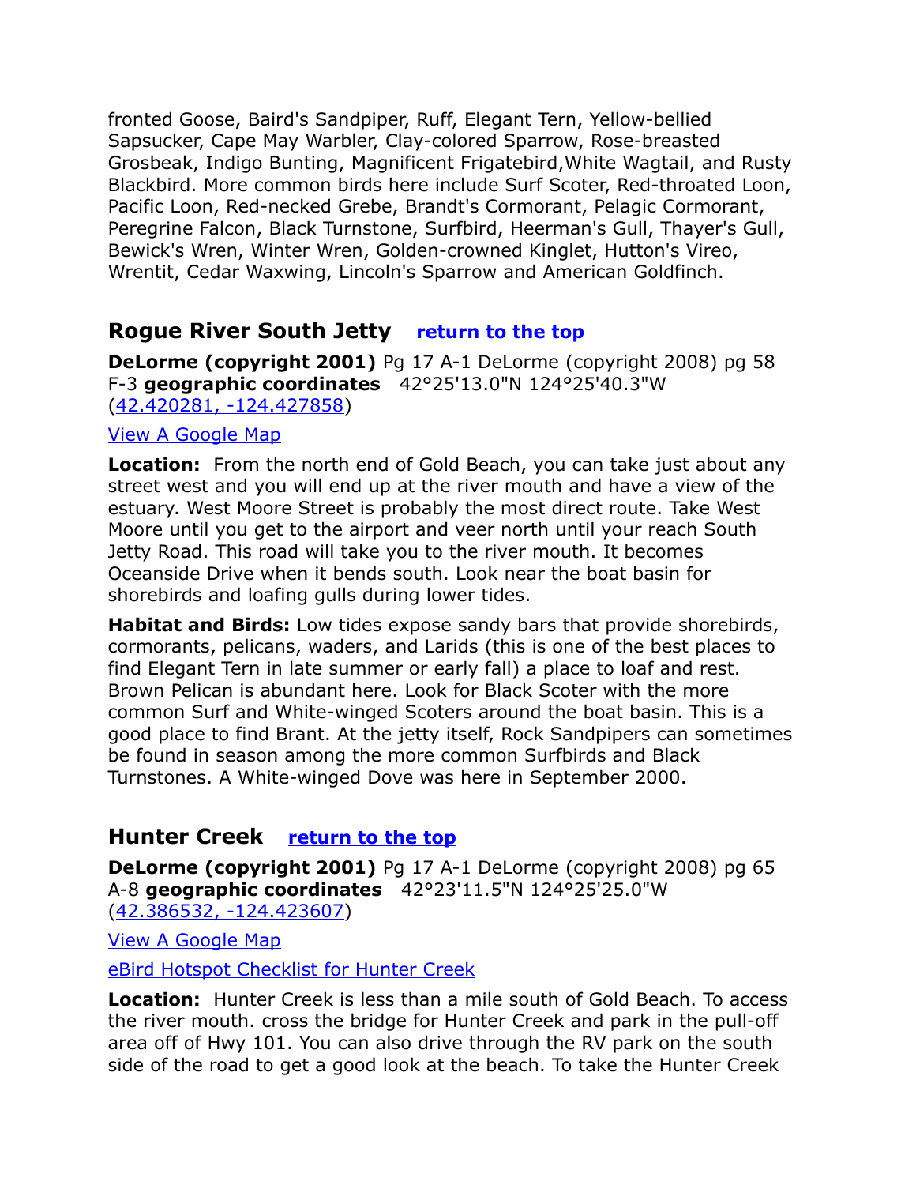fronted Goose, Baird's Sandpiper, Ruff, Elegant Tern, Yellow-bellied Sapsucker, Cape May Warbler, Clay-colored Sparrow, Rose-breasted Grosbeak, Indigo Bunting, Magnificent Frigatebird,White Wagtail, and Rusty Blackbird. More common birds here include Surf Scoter, Red-throated Loon, Pacific Loon, Red-necked Grebe, Brandt's Cormorant, Pelagic Cormorant, Peregrine Falcon, Black Turnstone, Surfbird, Heerman's Gull, Thayer's Gull, Bewick's Wren, Winter Wren, Golden-crowned Kinglet, Hutton's Vireo, Wrentit, Cedar Waxwing, Lincoln's Sparrow and American Goldfinch.

## Rogue River South Jetty [return to the top]

**DeLorme (copyright 2001)** Pg 17 A-1 DeLorme (copyright 2008) pg 58 F-3 **geographic coordinates** 42°25'13.0"N 124°25'40.3"W (42.420281, -124.427858)

View A Google Map

**Location:** From the north end of Gold Beach, you can take just about any street west and you will end up at the river mouth and have a view of the estuary. West Moore Street is probably the most direct route. Take West Moore until you get to the airport and veer north until your reach South Jetty Road. This road will take you to the river mouth. It becomes Oceanside Drive when it bends south. Look near the boat basin for shorebirds and loafing gulls during lower tides.

**Habitat and Birds:** Low tides expose sandy bars that provide shorebirds, cormorants, pelicans, waders, and Larids (this is one of the best places to find Elegant Tern in late summer or early fall) a place to loaf and rest. Brown Pelican is abundant here. Look for Black Scoter with the more common Surf and White-winged Scoters around the boat basin. This is a good place to find Brant. At the jetty itself, Rock Sandpipers can sometimes be found in season among the more common Surfbirds and Black Turnstones. A White-winged Dove was here in September 2000.

## Hunter Creek [return to the top]

**DeLorme (copyright 2001)** Pg 17 A-1 DeLorme (copyright 2008) pg 65 A-8 **geographic coordinates** 42°23'11.5"N 124°25'25.0"W (42.386532, -124.423607)

View A Google Map

eBird Hotspot Checklist for Hunter Creek

**Location:** Hunter Creek is less than a mile south of Gold Beach. To access the river mouth. cross the bridge for Hunter Creek and park in the pull-off area off of Hwy 101. You can also drive through the RV park on the south side of the road to get a good look at the beach. To take the Hunter Creek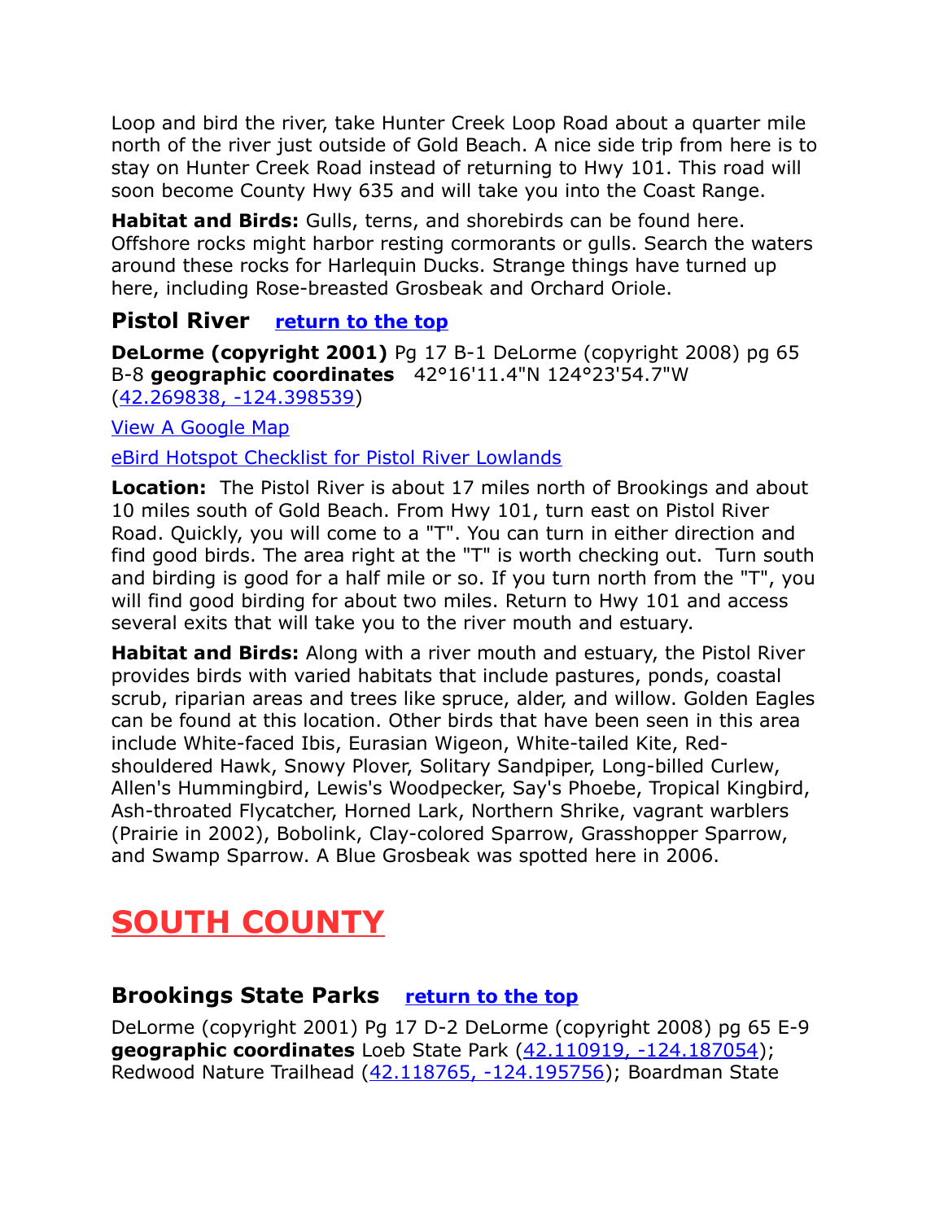Loop and bird the river, take Hunter Creek Loop Road about a quarter mile north of the river just outside of Gold Beach. A nice side trip from here is to stay on Hunter Creek Road instead of returning to Hwy 101. This road will soon become County Hwy 635 and will take you into the Coast Range.

**Habitat and Birds:** Gulls, terns, and shorebirds can be found here. Offshore rocks might harbor resting cormorants or gulls. Search the waters around these rocks for Harlequin Ducks. Strange things have turned up here, including Rose-breasted Grosbeak and Orchard Oriole.

### Pistol River [return to the top]

**DeLorme (copyright 2001)** Pg 17 B-1 DeLorme (copyright 2008) pg 65 B-8 **geographic coordinates** 42°16'11.4"N 124°23'54.7"W (42.269838, -124.398539)

View A Google Map

eBird Hotspot Checklist for Pistol River Lowlands

**Location:** The Pistol River is about 17 miles north of Brookings and about 10 miles south of Gold Beach. From Hwy 101, turn east on Pistol River Road. Quickly, you will come to a "T". You can turn in either direction and find good birds. The area right at the "T" is worth checking out. Turn south and birding is good for a half mile or so. If you turn north from the "T", you will find good birding for about two miles. Return to Hwy 101 and access several exits that will take you to the river mouth and estuary.

**Habitat and Birds:** Along with a river mouth and estuary, the Pistol River provides birds with varied habitats that include pastures, ponds, coastal scrub, riparian areas and trees like spruce, alder, and willow. Golden Eagles can be found at this location. Other birds that have been seen in this area include White-faced Ibis, Eurasian Wigeon, White-tailed Kite, Red-shouldered Hawk, Snowy Plover, Solitary Sandpiper, Long-billed Curlew, Allen's Hummingbird, Lewis's Woodpecker, Say's Phoebe, Tropical Kingbird, Ash-throated Flycatcher, Horned Lark, Northern Shrike, vagrant warblers (Prairie in 2002), Bobolink, Clay-colored Sparrow, Grasshopper Sparrow, and Swamp Sparrow. A Blue Grosbeak was spotted here in 2006.

## SOUTH COUNTY

### Brookings State Parks [return to the top]

DeLorme (copyright 2001) Pg 17 D-2 DeLorme (copyright 2008) pg 65 E-9 **geographic coordinates** Loeb State Park (42.110919, -124.187054); Redwood Nature Trailhead (42.118765, -124.195756); Boardman State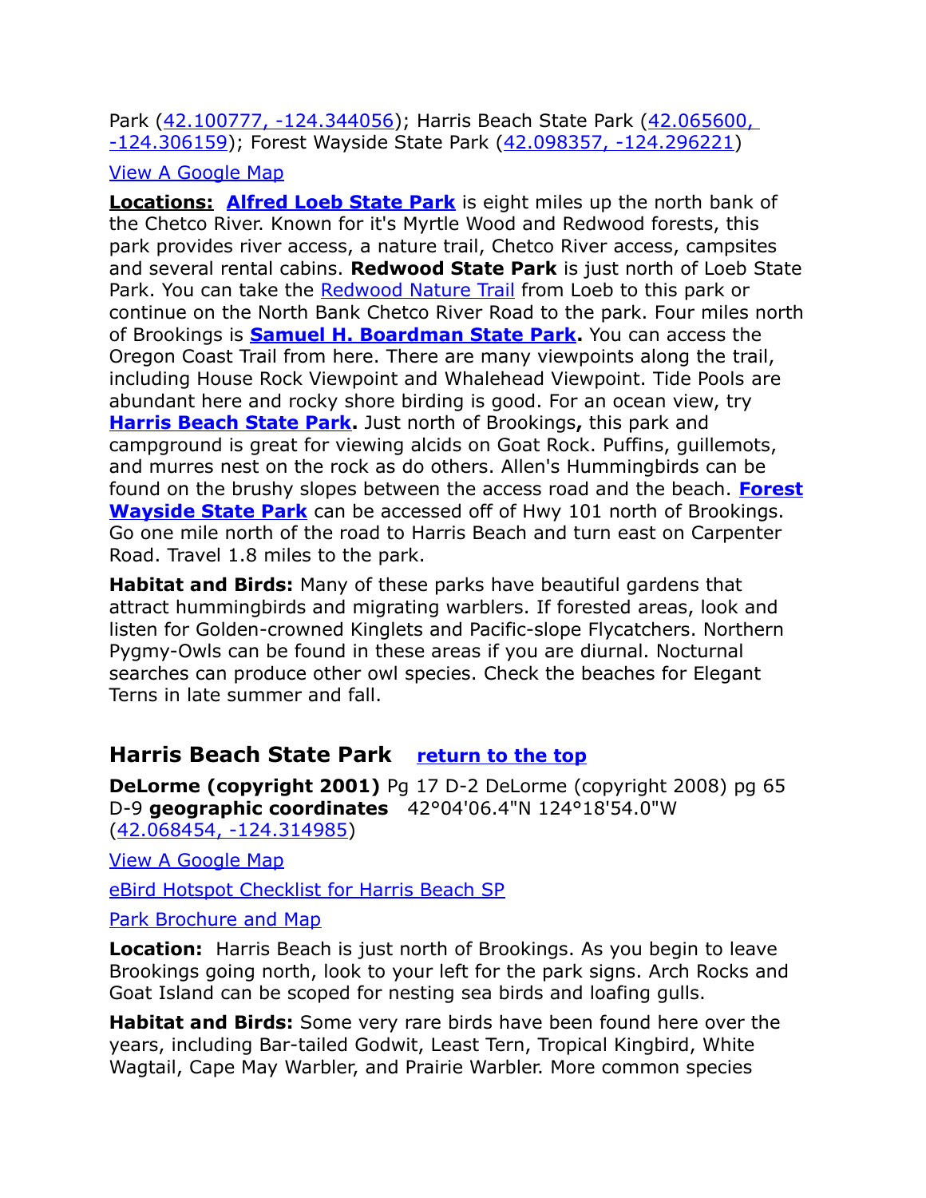Park ([42.100777, -124.344056](#)); Harris Beach State Park ([42.065600, -124.306159](#)); Forest Wayside State Park ([42.098357, -124.296221](#))

[View A Google Map](#)

**Locations:** **[Alfred Loeb State Park](#)** is eight miles up the north bank of the Chetco River. Known for it's Myrtle Wood and Redwood forests, this park provides river access, a nature trail, Chetco River access, campsites and several rental cabins. **Redwood State Park** is just north of Loeb State Park. You can take the [Redwood Nature Trail](#) from Loeb to this park or continue on the North Bank Chetco River Road to the park. Four miles north of Brookings is **[Samuel H. Boardman State Park](#).** You can access the Oregon Coast Trail from here. There are many viewpoints along the trail, including House Rock Viewpoint and Whalehead Viewpoint. Tide Pools are abundant here and rocky shore birding is good. For an ocean view, try **[Harris Beach State Park](#).** Just north of Brookings**,** this park and campground is great for viewing alcids on Goat Rock. Puffins, guillemots, and murres nest on the rock as do others. Allen's Hummingbirds can be found on the brushy slopes between the access road and the beach. **[Forest Wayside State Park](#)** can be accessed off of Hwy 101 north of Brookings. Go one mile north of the road to Harris Beach and turn east on Carpenter Road. Travel 1.8 miles to the park.

**Habitat and Birds:** Many of these parks have beautiful gardens that attract hummingbirds and migrating warblers. If forested areas, look and listen for Golden-crowned Kinglets and Pacific-slope Flycatchers. Northern Pygmy-Owls can be found in these areas if you are diurnal. Nocturnal searches can produce other owl species. Check the beaches for Elegant Terns in late summer and fall.

## Harris Beach State Park [return to the top](#)

**DeLorme (copyright 2001)** Pg 17 D-2 DeLorme (copyright 2008) pg 65 D-9 **geographic coordinates** 42°04'06.4"N 124°18'54.0"W ([42.068454, -124.314985](#))

[View A Google Map](#)

[eBird Hotspot Checklist for Harris Beach SP](#)

[Park Brochure and Map](#)

**Location:** Harris Beach is just north of Brookings. As you begin to leave Brookings going north, look to your left for the park signs. Arch Rocks and Goat Island can be scoped for nesting sea birds and loafing gulls.

**Habitat and Birds:** Some very rare birds have been found here over the years, including Bar-tailed Godwit, Least Tern, Tropical Kingbird, White Wagtail, Cape May Warbler, and Prairie Warbler. More common species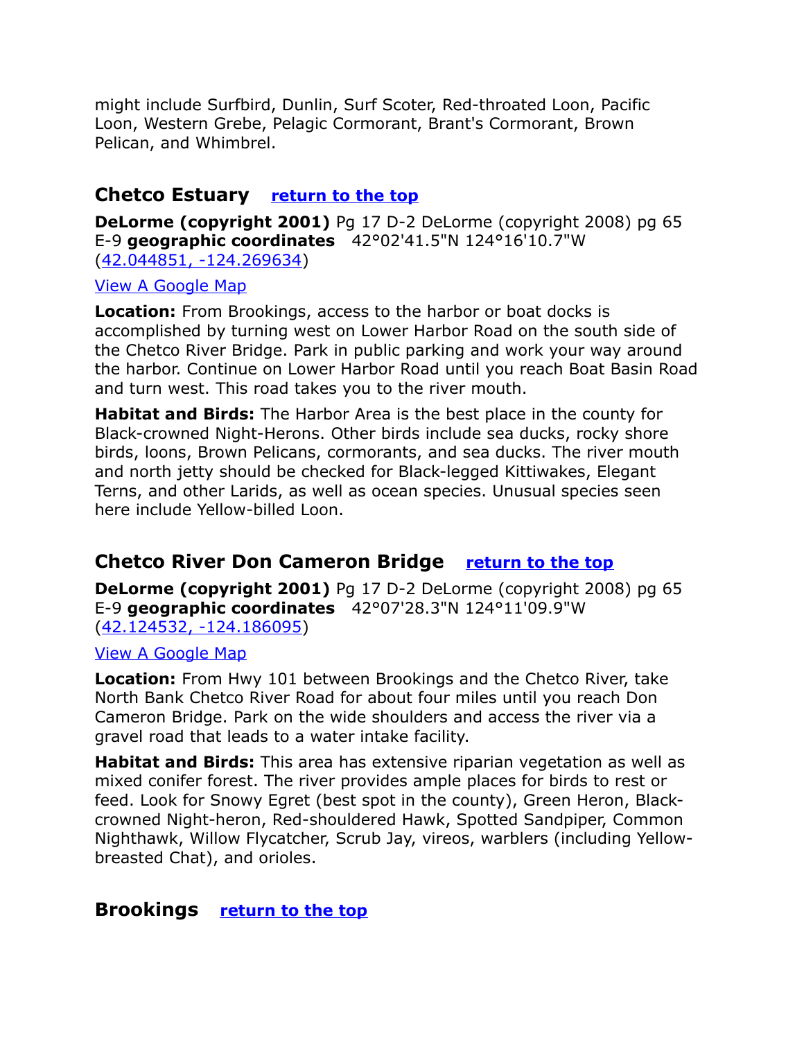might include Surfbird, Dunlin, Surf Scoter, Red-throated Loon, Pacific Loon, Western Grebe, Pelagic Cormorant, Brant's Cormorant, Brown Pelican, and Whimbrel.

## Chetco Estuary [return to the top]

**DeLorme (copyright 2001)** Pg 17 D-2 DeLorme (copyright 2008) pg 65 E-9 **geographic coordinates** 42°02'41.5"N 124°16'10.7"W ([42.044851, -124.269634])

[View A Google Map]

**Location:** From Brookings, access to the harbor or boat docks is accomplished by turning west on Lower Harbor Road on the south side of the Chetco River Bridge. Park in public parking and work your way around the harbor. Continue on Lower Harbor Road until you reach Boat Basin Road and turn west. This road takes you to the river mouth.

**Habitat and Birds:** The Harbor Area is the best place in the county for Black-crowned Night-Herons. Other birds include sea ducks, rocky shore birds, loons, Brown Pelicans, cormorants, and sea ducks. The river mouth and north jetty should be checked for Black-legged Kittiwakes, Elegant Terns, and other Larids, as well as ocean species. Unusual species seen here include Yellow-billed Loon.

## Chetco River Don Cameron Bridge [return to the top]

**DeLorme (copyright 2001)** Pg 17 D-2 DeLorme (copyright 2008) pg 65 E-9 **geographic coordinates** 42°07'28.3"N 124°11'09.9"W ([42.124532, -124.186095])

[View A Google Map]

**Location:** From Hwy 101 between Brookings and the Chetco River, take North Bank Chetco River Road for about four miles until you reach Don Cameron Bridge. Park on the wide shoulders and access the river via a gravel road that leads to a water intake facility.

**Habitat and Birds:** This area has extensive riparian vegetation as well as mixed conifer forest. The river provides ample places for birds to rest or feed. Look for Snowy Egret (best spot in the county), Green Heron, Black-crowned Night-heron, Red-shouldered Hawk, Spotted Sandpiper, Common Nighthawk, Willow Flycatcher, Scrub Jay, vireos, warblers (including Yellow-breasted Chat), and orioles.

## Brookings [return to the top]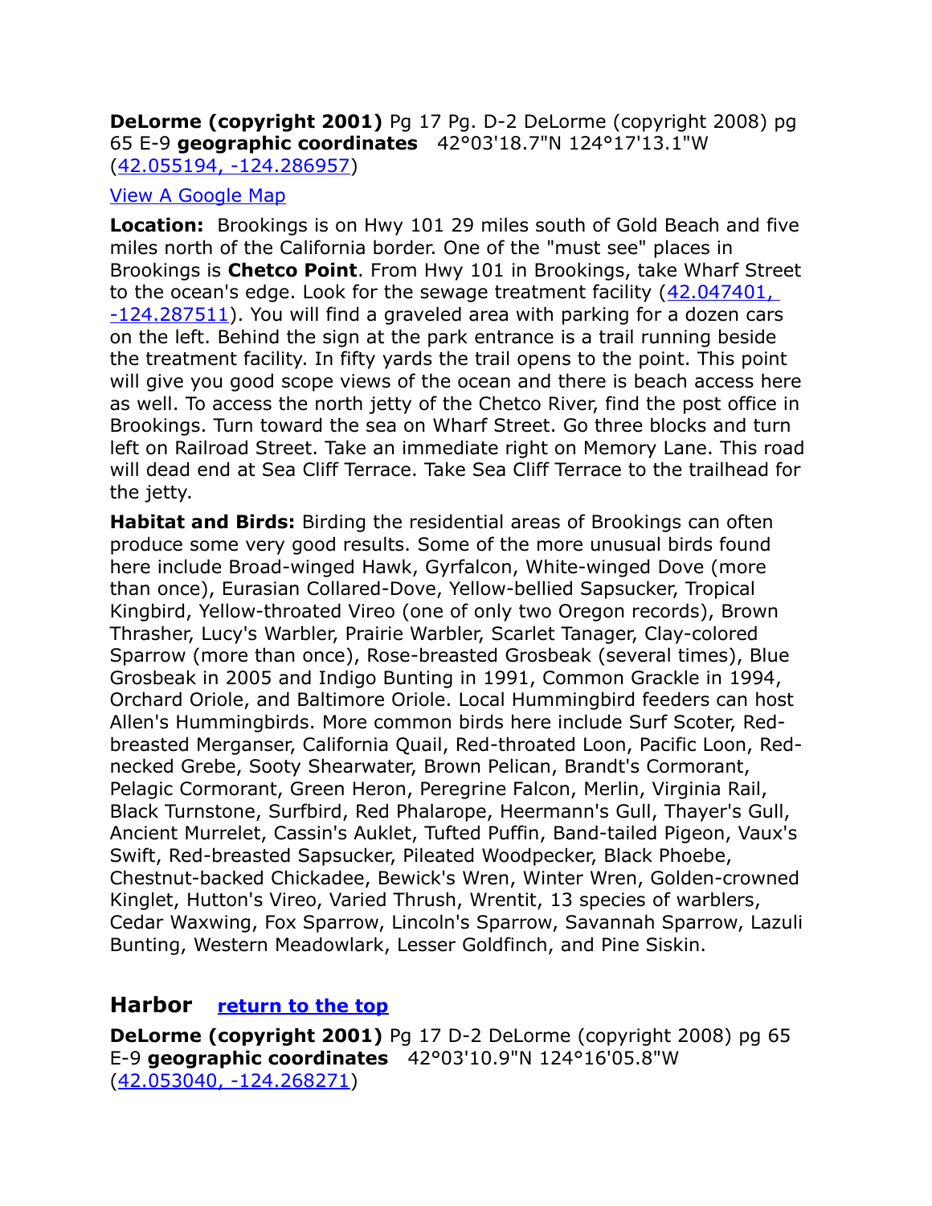**DeLorme (copyright 2001)** Pg 17 Pg. D-2 DeLorme (copyright 2008) pg 65 E-9 **geographic coordinates** 42°03'18.7"N 124°17'13.1"W (42.055194, -124.286957)

View A Google Map

**Location:** Brookings is on Hwy 101 29 miles south of Gold Beach and five miles north of the California border. One of the "must see" places in Brookings is **Chetco Point**. From Hwy 101 in Brookings, take Wharf Street to the ocean's edge. Look for the sewage treatment facility (42.047401, -124.287511). You will find a graveled area with parking for a dozen cars on the left. Behind the sign at the park entrance is a trail running beside the treatment facility. In fifty yards the trail opens to the point. This point will give you good scope views of the ocean and there is beach access here as well. To access the north jetty of the Chetco River, find the post office in Brookings. Turn toward the sea on Wharf Street. Go three blocks and turn left on Railroad Street. Take an immediate right on Memory Lane. This road will dead end at Sea Cliff Terrace. Take Sea Cliff Terrace to the trailhead for the jetty.

**Habitat and Birds:** Birding the residential areas of Brookings can often produce some very good results. Some of the more unusual birds found here include Broad-winged Hawk, Gyrfalcon, White-winged Dove (more than once), Eurasian Collared-Dove, Yellow-bellied Sapsucker, Tropical Kingbird, Yellow-throated Vireo (one of only two Oregon records), Brown Thrasher, Lucy's Warbler, Prairie Warbler, Scarlet Tanager, Clay-colored Sparrow (more than once), Rose-breasted Grosbeak (several times), Blue Grosbeak in 2005 and Indigo Bunting in 1991, Common Grackle in 1994, Orchard Oriole, and Baltimore Oriole. Local Hummingbird feeders can host Allen's Hummingbirds. More common birds here include Surf Scoter, Red-breasted Merganser, California Quail, Red-throated Loon, Pacific Loon, Red-necked Grebe, Sooty Shearwater, Brown Pelican, Brandt's Cormorant, Pelagic Cormorant, Green Heron, Peregrine Falcon, Merlin, Virginia Rail, Black Turnstone, Surfbird, Red Phalarope, Heermann's Gull, Thayer's Gull, Ancient Murrelet, Cassin's Auklet, Tufted Puffin, Band-tailed Pigeon, Vaux's Swift, Red-breasted Sapsucker, Pileated Woodpecker, Black Phoebe, Chestnut-backed Chickadee, Bewick's Wren, Winter Wren, Golden-crowned Kinglet, Hutton's Vireo, Varied Thrush, Wrentit, 13 species of warblers, Cedar Waxwing, Fox Sparrow, Lincoln's Sparrow, Savannah Sparrow, Lazuli Bunting, Western Meadowlark, Lesser Goldfinch, and Pine Siskin.

## Harbor return to the top

**DeLorme (copyright 2001)** Pg 17 D-2 DeLorme (copyright 2008) pg 65 E-9 **geographic coordinates** 42°03'10.9"N 124°16'05.8"W (42.053040, -124.268271)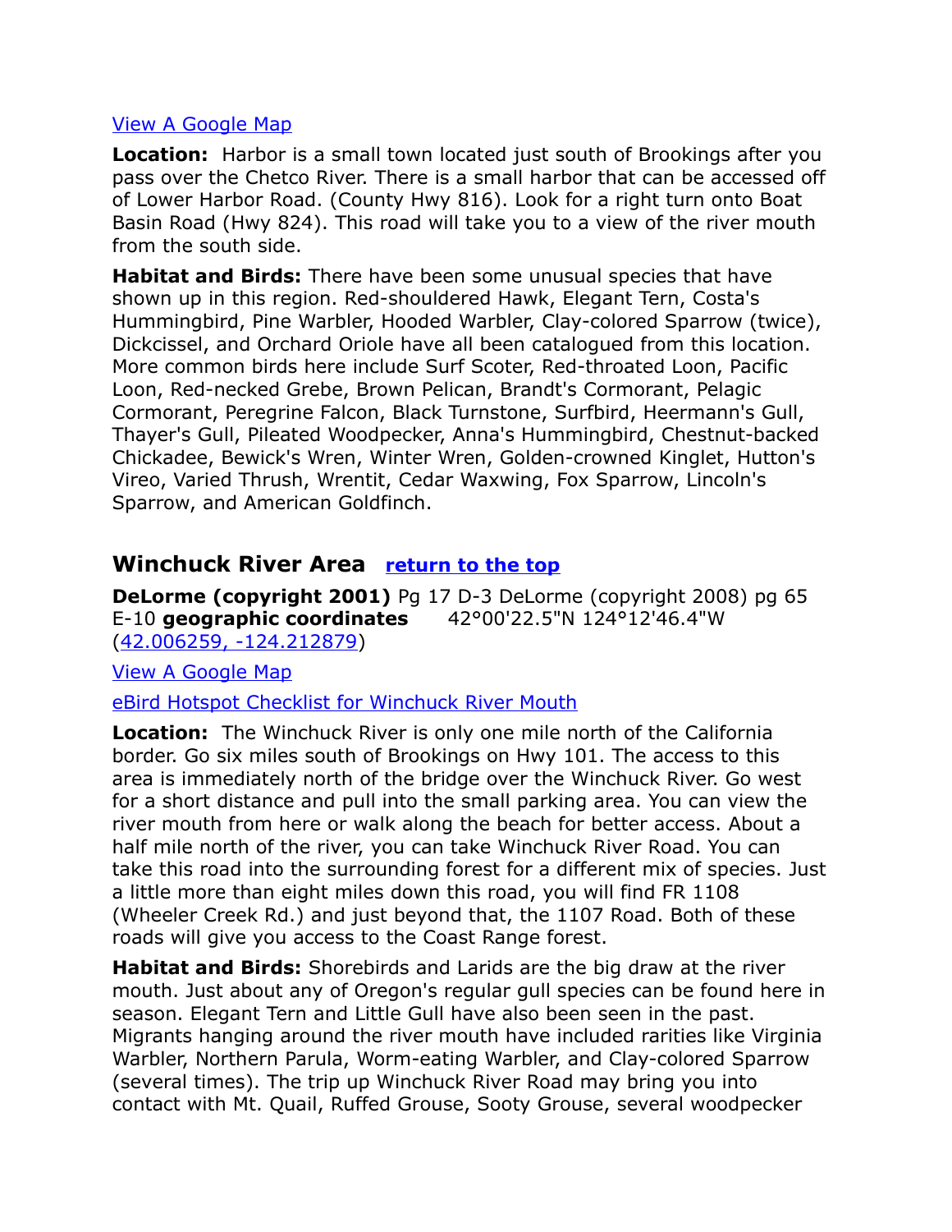[View A Google Map](#)

**Location:** Harbor is a small town located just south of Brookings after you pass over the Chetco River. There is a small harbor that can be accessed off of Lower Harbor Road. (County Hwy 816). Look for a right turn onto Boat Basin Road (Hwy 824). This road will take you to a view of the river mouth from the south side.

**Habitat and Birds:** There have been some unusual species that have shown up in this region. Red-shouldered Hawk, Elegant Tern, Costa's Hummingbird, Pine Warbler, Hooded Warbler, Clay-colored Sparrow (twice), Dickcissel, and Orchard Oriole have all been catalogued from this location. More common birds here include Surf Scoter, Red-throated Loon, Pacific Loon, Red-necked Grebe, Brown Pelican, Brandt's Cormorant, Pelagic Cormorant, Peregrine Falcon, Black Turnstone, Surfbird, Heermann's Gull, Thayer's Gull, Pileated Woodpecker, Anna's Hummingbird, Chestnut-backed Chickadee, Bewick's Wren, Winter Wren, Golden-crowned Kinglet, Hutton's Vireo, Varied Thrush, Wrentit, Cedar Waxwing, Fox Sparrow, Lincoln's Sparrow, and American Goldfinch.

## Winchuck River Area [return to the top](#)

**DeLorme (copyright 2001)** Pg 17 D-3 DeLorme (copyright 2008) pg 65 E-10 **geographic coordinates** 42°00'22.5"N 124°12'46.4"W ([42.006259, -124.212879](#))

[View A Google Map](#)

[eBird Hotspot Checklist for Winchuck River Mouth](#)

**Location:** The Winchuck River is only one mile north of the California border. Go six miles south of Brookings on Hwy 101. The access to this area is immediately north of the bridge over the Winchuck River. Go west for a short distance and pull into the small parking area. You can view the river mouth from here or walk along the beach for better access. About a half mile north of the river, you can take Winchuck River Road. You can take this road into the surrounding forest for a different mix of species. Just a little more than eight miles down this road, you will find FR 1108 (Wheeler Creek Rd.) and just beyond that, the 1107 Road. Both of these roads will give you access to the Coast Range forest.

**Habitat and Birds:** Shorebirds and Larids are the big draw at the river mouth. Just about any of Oregon's regular gull species can be found here in season. Elegant Tern and Little Gull have also been seen in the past. Migrants hanging around the river mouth have included rarities like Virginia Warbler, Northern Parula, Worm-eating Warbler, and Clay-colored Sparrow (several times). The trip up Winchuck River Road may bring you into contact with Mt. Quail, Ruffed Grouse, Sooty Grouse, several woodpecker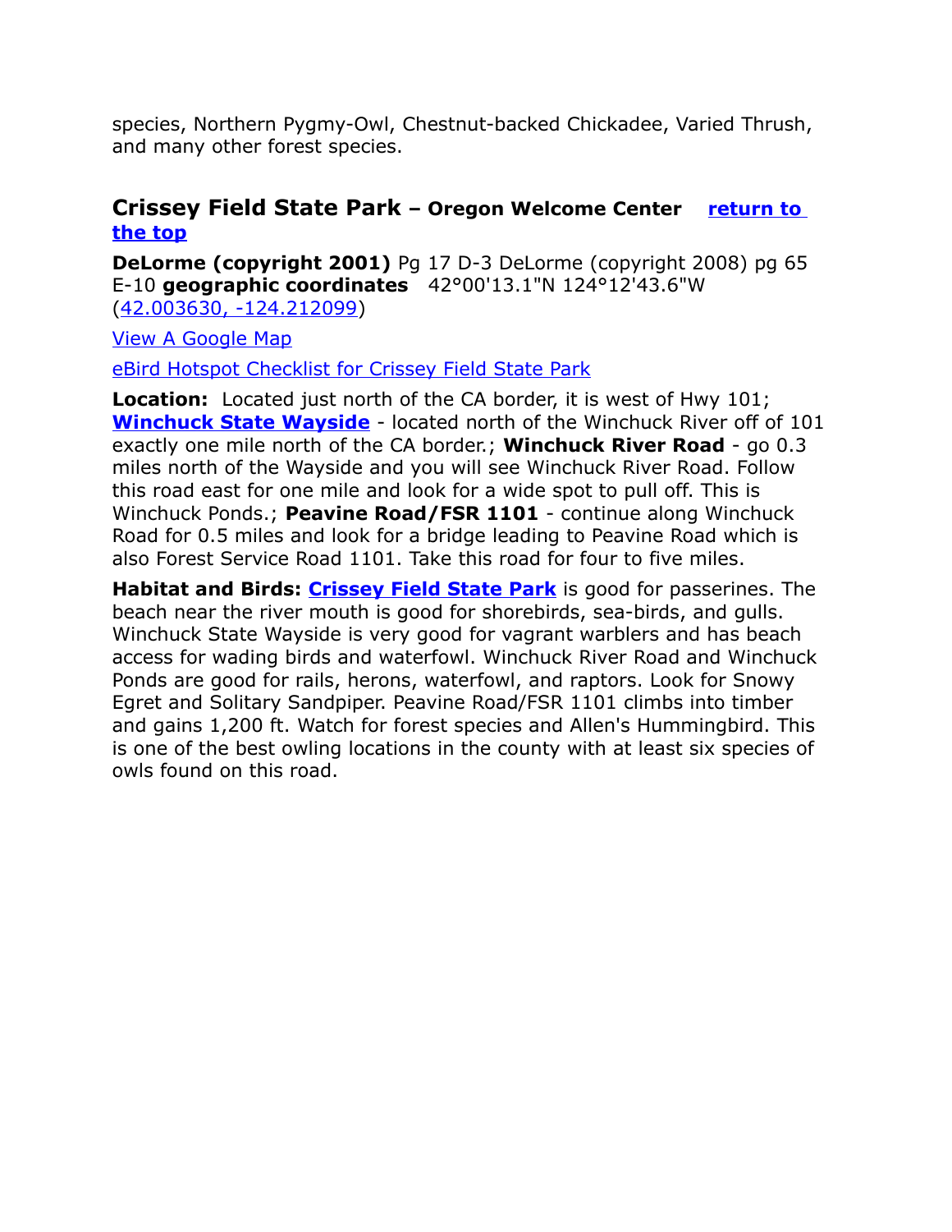species, Northern Pygmy-Owl, Chestnut-backed Chickadee, Varied Thrush, and many other forest species.

## Crissey Field State Park – Oregon Welcome Center [return to the top]

**DeLorme (copyright 2001)** Pg 17 D-3 DeLorme (copyright 2008) pg 65 E-10 **geographic coordinates** 42°00'13.1"N 124°12'43.6"W (42.003630, -124.212099)

View A Google Map

eBird Hotspot Checklist for Crissey Field State Park

**Location:** Located just north of the CA border, it is west of Hwy 101; **Winchuck State Wayside** - located north of the Winchuck River off of 101 exactly one mile north of the CA border.; **Winchuck River Road** - go 0.3 miles north of the Wayside and you will see Winchuck River Road. Follow this road east for one mile and look for a wide spot to pull off. This is Winchuck Ponds.; **Peavine Road/FSR 1101** - continue along Winchuck Road for 0.5 miles and look for a bridge leading to Peavine Road which is also Forest Service Road 1101. Take this road for four to five miles.

**Habitat and Birds:** **Crissey Field State Park** is good for passerines. The beach near the river mouth is good for shorebirds, sea-birds, and gulls. Winchuck State Wayside is very good for vagrant warblers and has beach access for wading birds and waterfowl. Winchuck River Road and Winchuck Ponds are good for rails, herons, waterfowl, and raptors. Look for Snowy Egret and Solitary Sandpiper. Peavine Road/FSR 1101 climbs into timber and gains 1,200 ft. Watch for forest species and Allen's Hummingbird. This is one of the best owling locations in the county with at least six species of owls found on this road.